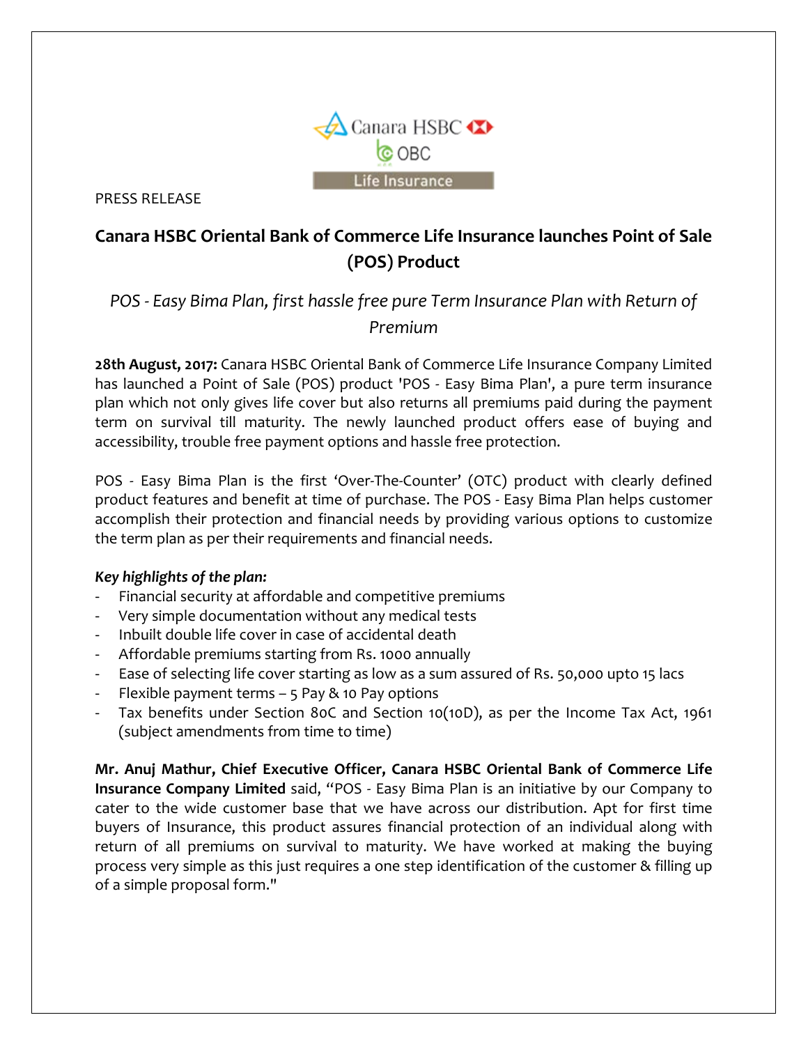PRESS RELEASE

# Canara HSBC Oriental Bank of Commerce Life Insurance launches Point of Sale (POS) Product

*POS - Easy Bima Plan, first hassle free pure Term Insurance Plan with Return of Premium*

**28th August, 2017:** Canara HSBC Oriental Bank of Commerce Life Insurance Company Limited has launched a Point of Sale (POS) product 'POS - Easy Bima Plan', a pure term insurance plan which not only gives life cover but also returns all premiums paid during the payment term on survival till maturity. The newly launched product offers ease of buying and accessibility, trouble free payment options and hassle free protection.

POS - Easy Bima Plan is the first 'Over-The-Counter' (OTC) product with clearly defined product features and benefit at time of purchase. The POS - Easy Bima Plan helps customer accomplish their protection and financial needs by providing various options to customize the term plan as per their requirements and financial needs.

***Key highlights of the plan:***

- Financial security at affordable and competitive premiums
- Very simple documentation without any medical tests
- Inbuilt double life cover in case of accidental death
- Affordable premiums starting from Rs. 1000 annually
- Ease of selecting life cover starting as low as a sum assured of Rs. 50,000 upto 15 lacs
- Flexible payment terms – 5 Pay & 10 Pay options
- Tax benefits under Section 80C and Section 10(10D), as per the Income Tax Act, 1961 (subject amendments from time to time)

**Mr. Anuj Mathur, Chief Executive Officer, Canara HSBC Oriental Bank of Commerce Life Insurance Company Limited** said, "POS - Easy Bima Plan is an initiative by our Company to cater to the wide customer base that we have across our distribution. Apt for first time buyers of Insurance, this product assures financial protection of an individual along with return of all premiums on survival to maturity. We have worked at making the buying process very simple as this just requires a one step identification of the customer & filling up of a simple proposal form."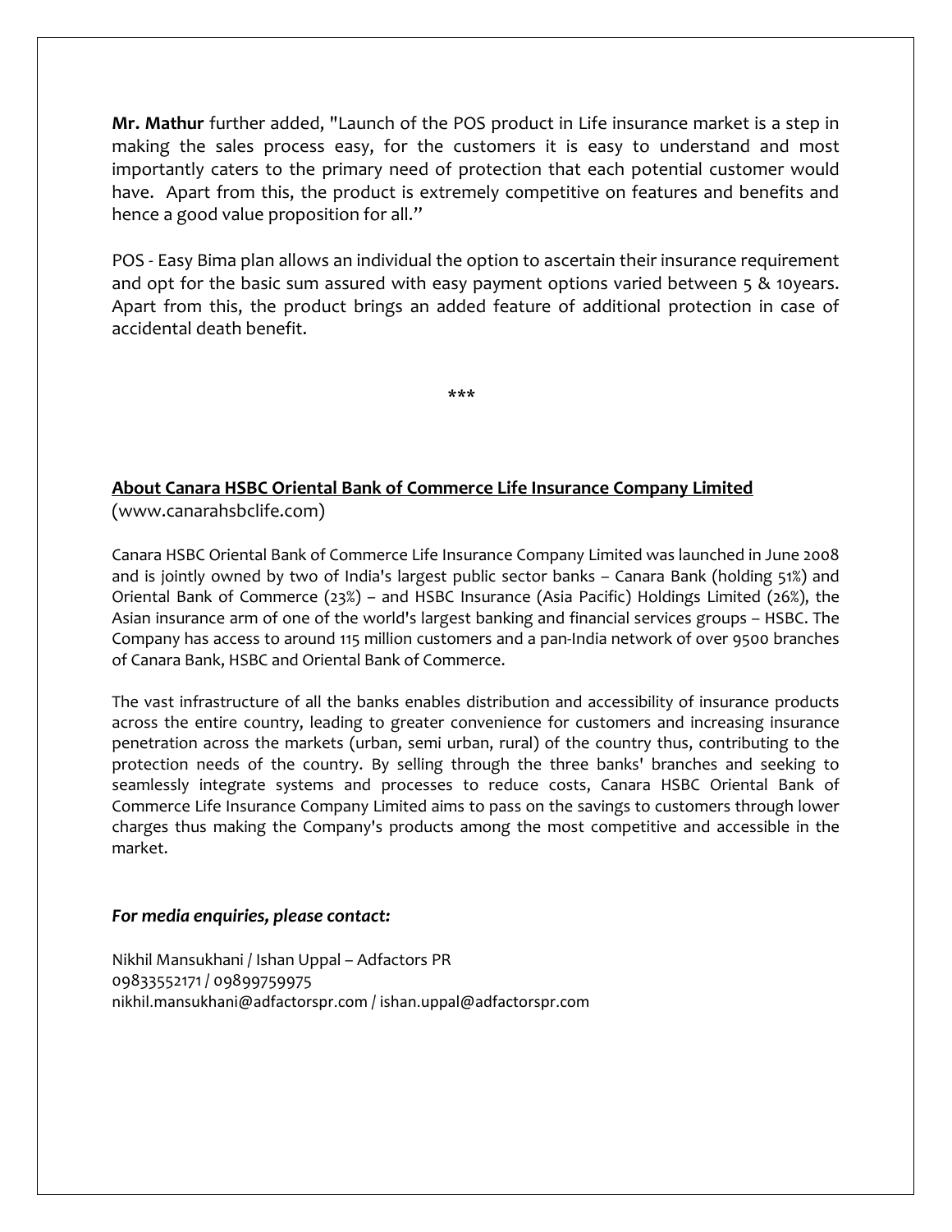**Mr. Mathur** further added, "Launch of the POS product in Life insurance market is a step in making the sales process easy, for the customers it is easy to understand and most importantly caters to the primary need of protection that each potential customer would have. Apart from this, the product is extremely competitive on features and benefits and hence a good value proposition for all."

POS - Easy Bima plan allows an individual the option to ascertain their insurance requirement and opt for the basic sum assured with easy payment options varied between 5 & 10years. Apart from this, the product brings an added feature of additional protection in case of accidental death benefit.

***

## About Canara HSBC Oriental Bank of Commerce Life Insurance Company Limited

(www.canarahsbclife.com)

Canara HSBC Oriental Bank of Commerce Life Insurance Company Limited was launched in June 2008 and is jointly owned by two of India's largest public sector banks – Canara Bank (holding 51%) and Oriental Bank of Commerce (23%) – and HSBC Insurance (Asia Pacific) Holdings Limited (26%), the Asian insurance arm of one of the world's largest banking and financial services groups – HSBC. The Company has access to around 115 million customers and a pan-India network of over 9500 branches of Canara Bank, HSBC and Oriental Bank of Commerce.

The vast infrastructure of all the banks enables distribution and accessibility of insurance products across the entire country, leading to greater convenience for customers and increasing insurance penetration across the markets (urban, semi urban, rural) of the country thus, contributing to the protection needs of the country. By selling through the three banks' branches and seeking to seamlessly integrate systems and processes to reduce costs, Canara HSBC Oriental Bank of Commerce Life Insurance Company Limited aims to pass on the savings to customers through lower charges thus making the Company's products among the most competitive and accessible in the market.

***For media enquiries, please contact:***

Nikhil Mansukhani / Ishan Uppal – Adfactors PR
09833552171 / 09899759975
nikhil.mansukhani@adfactorspr.com / ishan.uppal@adfactorspr.com